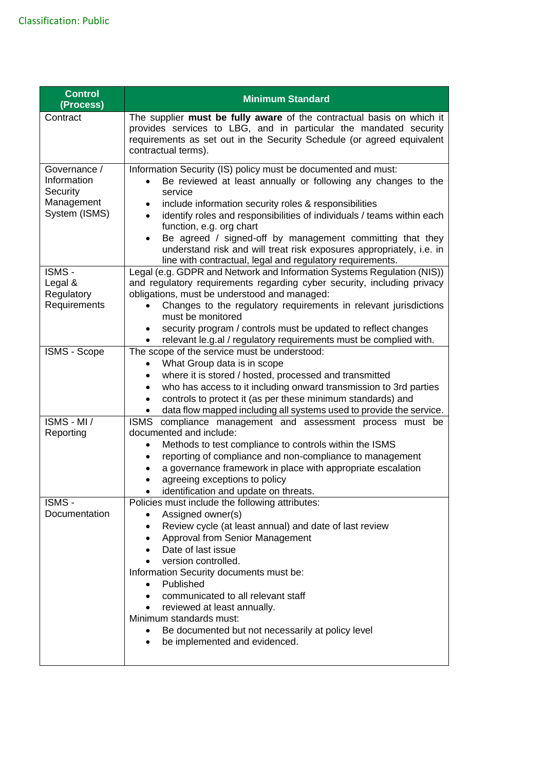Classification: Public

| Control (Process) | Minimum Standard |
|---|---|
| Contract | The supplier **must be fully aware** of the contractual basis on which it provides services to LBG, and in particular the mandated security requirements as set out in the Security Schedule (or agreed equivalent contractual terms). |
| Governance / Information Security Management System (ISMS) | Information Security (IS) policy must be documented and must:<br>• Be reviewed at least annually or following any changes to the service<br>• include information security roles & responsibilities<br>• identify roles and responsibilities of individuals / teams within each function, e.g. org chart<br>• Be agreed / signed-off by management committing that they understand risk and will treat risk exposures appropriately, i.e. in line with contractual, legal and regulatory requirements. |
| ISMS - Legal & Regulatory Requirements | Legal (e.g. GDPR and Network and Information Systems Regulation (NIS)) and regulatory requirements regarding cyber security, including privacy obligations, must be understood and managed:<br>• Changes to the regulatory requirements in relevant jurisdictions must be monitored<br>• security program / controls must be updated to reflect changes<br>• relevant le.g.al / regulatory requirements must be complied with. |
| ISMS - Scope | The scope of the service must be understood:<br>• What Group data is in scope<br>• where it is stored / hosted, processed and transmitted<br>• who has access to it including onward transmission to 3rd parties<br>• controls to protect it (as per these minimum standards) and<br>• data flow mapped including all systems used to provide the service. |
| ISMS - MI / Reporting | ISMS compliance management and assessment process must be documented and include:<br>• Methods to test compliance to controls within the ISMS<br>• reporting of compliance and non-compliance to management<br>• a governance framework in place with appropriate escalation<br>• agreeing exceptions to policy<br>• identification and update on threats. |
| ISMS - Documentation | Policies must include the following attributes:<br>• Assigned owner(s)<br>• Review cycle (at least annual) and date of last review<br>• Approval from Senior Management<br>• Date of last issue<br>• version controlled.<br>Information Security documents must be:<br>• Published<br>• communicated to all relevant staff<br>• reviewed at least annually.<br>Minimum standards must:<br>• Be documented but not necessarily at policy level<br>• be implemented and evidenced. |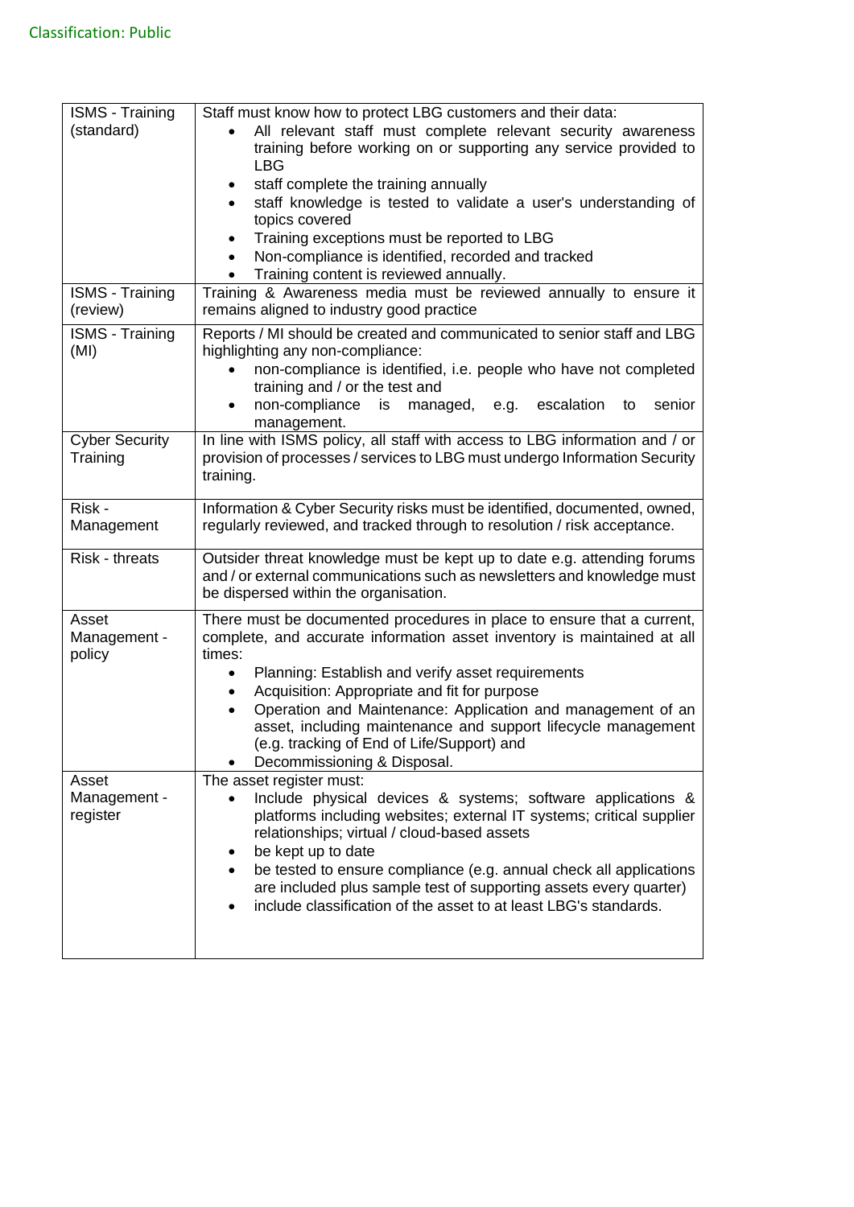| | |
|---|---|
| ISMS - Training (standard) | Staff must know how to protect LBG customers and their data:<br>• All relevant staff must complete relevant security awareness training before working on or supporting any service provided to LBG<br>• staff complete the training annually<br>• staff knowledge is tested to validate a user's understanding of topics covered<br>• Training exceptions must be reported to LBG<br>• Non-compliance is identified, recorded and tracked<br>• Training content is reviewed annually. |
| ISMS - Training (review) | Training & Awareness media must be reviewed annually to ensure it remains aligned to industry good practice |
| ISMS - Training (MI) | Reports / MI should be created and communicated to senior staff and LBG highlighting any non-compliance:<br>• non-compliance is identified, i.e. people who have not completed training and / or the test and<br>• non-compliance is managed, e.g. escalation to senior management. |
| Cyber Security Training | In line with ISMS policy, all staff with access to LBG information and / or provision of processes / services to LBG must undergo Information Security training. |
| Risk - Management | Information & Cyber Security risks must be identified, documented, owned, regularly reviewed, and tracked through to resolution / risk acceptance. |
| Risk - threats | Outsider threat knowledge must be kept up to date e.g. attending forums and / or external communications such as newsletters and knowledge must be dispersed within the organisation. |
| Asset Management - policy | There must be documented procedures in place to ensure that a current, complete, and accurate information asset inventory is maintained at all times:<br>• Planning: Establish and verify asset requirements<br>• Acquisition: Appropriate and fit for purpose<br>• Operation and Maintenance: Application and management of an asset, including maintenance and support lifecycle management (e.g. tracking of End of Life/Support) and<br>• Decommissioning & Disposal. |
| Asset Management - register | The asset register must:<br>• Include physical devices & systems; software applications & platforms including websites; external IT systems; critical supplier relationships; virtual / cloud-based assets<br>• be kept up to date<br>• be tested to ensure compliance (e.g. annual check all applications are included plus sample test of supporting assets every quarter)<br>• include classification of the asset to at least LBG's standards. |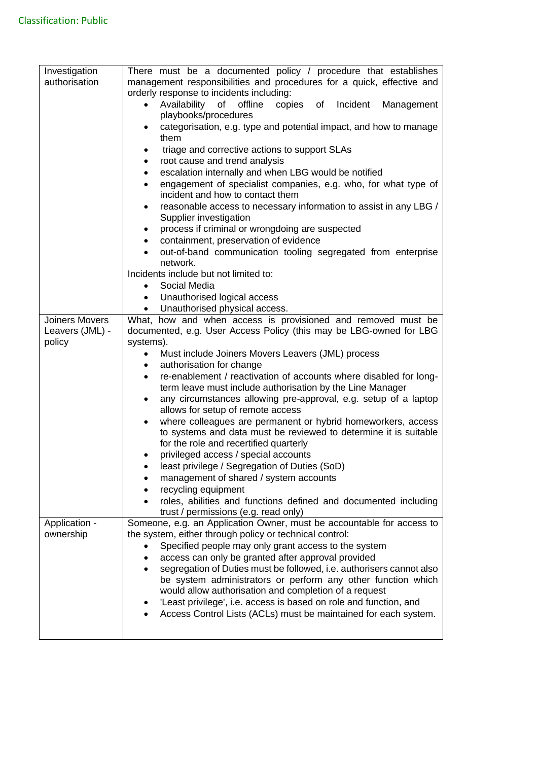Classification: Public

| | |
|---|---|
| Investigation authorisation | There must be a documented policy / procedure that establishes management responsibilities and procedures for a quick, effective and orderly response to incidents including:<br>• Availability of offline copies of Incident Management playbooks/procedures<br>• categorisation, e.g. type and potential impact, and how to manage them<br>• triage and corrective actions to support SLAs<br>• root cause and trend analysis<br>• escalation internally and when LBG would be notified<br>• engagement of specialist companies, e.g. who, for what type of incident and how to contact them<br>• reasonable access to necessary information to assist in any LBG / Supplier investigation<br>• process if criminal or wrongdoing are suspected<br>• containment, preservation of evidence<br>• out-of-band communication tooling segregated from enterprise network.<br>Incidents include but not limited to:<br>• Social Media<br>• Unauthorised logical access<br>• Unauthorised physical access. |
| Joiners Movers Leavers (JML) - policy | What, how and when access is provisioned and removed must be documented, e.g. User Access Policy (this may be LBG-owned for LBG systems).<br>• Must include Joiners Movers Leavers (JML) process<br>• authorisation for change<br>• re-enablement / reactivation of accounts where disabled for long-term leave must include authorisation by the Line Manager<br>• any circumstances allowing pre-approval, e.g. setup of a laptop allows for setup of remote access<br>• where colleagues are permanent or hybrid homeworkers, access to systems and data must be reviewed to determine it is suitable for the role and recertified quarterly<br>• privileged access / special accounts<br>• least privilege / Segregation of Duties (SoD)<br>• management of shared / system accounts<br>• recycling equipment<br>• roles, abilities and functions defined and documented including trust / permissions (e.g. read only) |
| Application - ownership | Someone, e.g. an Application Owner, must be accountable for access to the system, either through policy or technical control:<br>• Specified people may only grant access to the system<br>• access can only be granted after approval provided<br>• segregation of Duties must be followed, i.e. authorisers cannot also be system administrators or perform any other function which would allow authorisation and completion of a request<br>• 'Least privilege', i.e. access is based on role and function, and<br>• Access Control Lists (ACLs) must be maintained for each system. |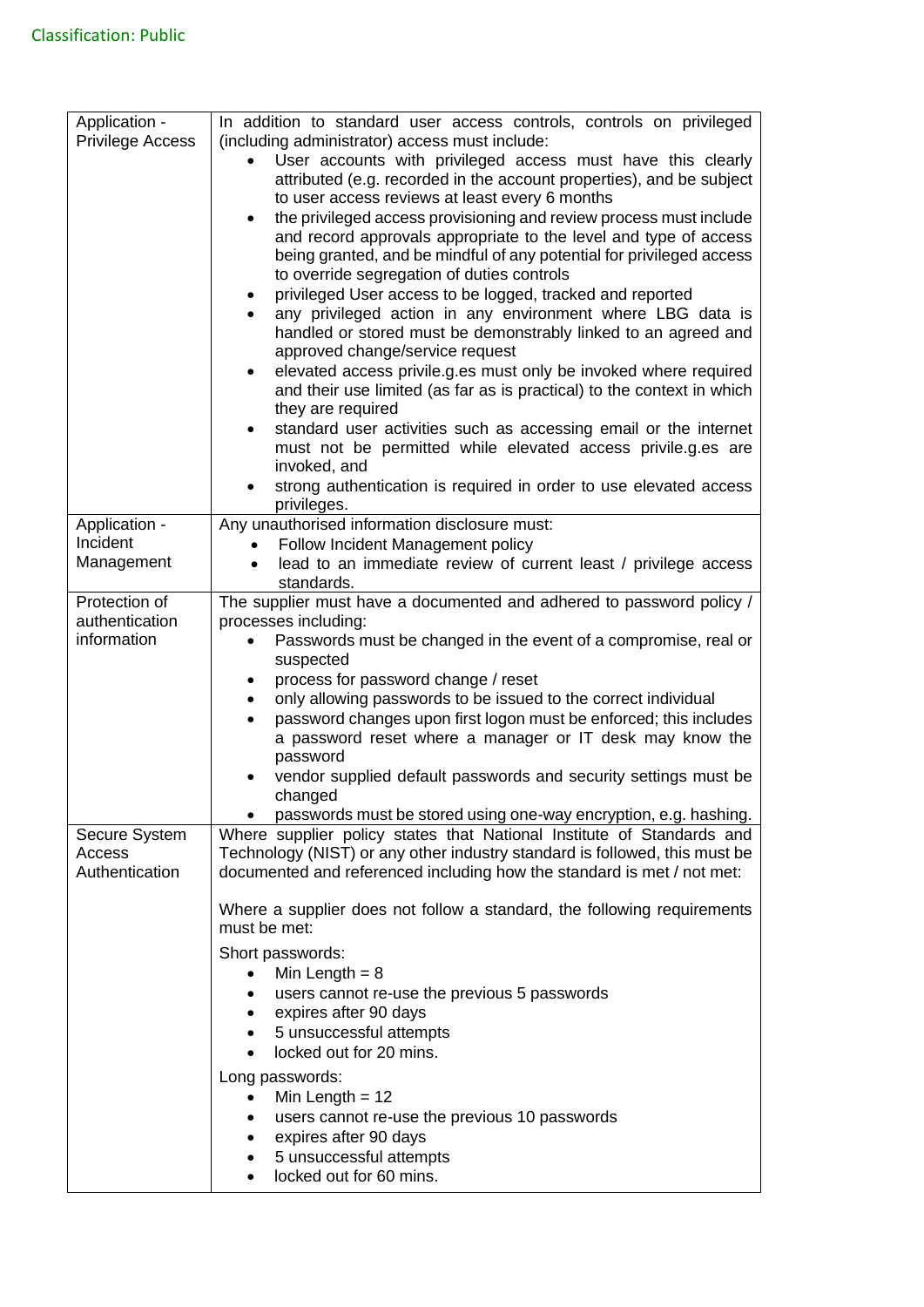| | |
|---|---|
| Application - Privilege Access | In addition to standard user access controls, controls on privileged (including administrator) access must include:<br>• User accounts with privileged access must have this clearly attributed (e.g. recorded in the account properties), and be subject to user access reviews at least every 6 months<br>• the privileged access provisioning and review process must include and record approvals appropriate to the level and type of access being granted, and be mindful of any potential for privileged access to override segregation of duties controls<br>• privileged User access to be logged, tracked and reported<br>• any privileged action in any environment where LBG data is handled or stored must be demonstrably linked to an agreed and approved change/service request<br>• elevated access privile.g.es must only be invoked where required and their use limited (as far as is practical) to the context in which they are required<br>• standard user activities such as accessing email or the internet must not be permitted while elevated access privile.g.es are invoked, and<br>• strong authentication is required in order to use elevated access privileges. |
| Application - Incident Management | Any unauthorised information disclosure must:<br>• Follow Incident Management policy<br>• lead to an immediate review of current least / privilege access standards. |
| Protection of authentication information | The supplier must have a documented and adhered to password policy / processes including:<br>• Passwords must be changed in the event of a compromise, real or suspected<br>• process for password change / reset<br>• only allowing passwords to be issued to the correct individual<br>• password changes upon first logon must be enforced; this includes a password reset where a manager or IT desk may know the password<br>• vendor supplied default passwords and security settings must be changed<br>• passwords must be stored using one-way encryption, e.g. hashing. |
| Secure System Access Authentication | Where supplier policy states that National Institute of Standards and Technology (NIST) or any other industry standard is followed, this must be documented and referenced including how the standard is met / not met:<br><br>Where a supplier does not follow a standard, the following requirements must be met:<br><br>Short passwords:<br>• Min Length = 8<br>• users cannot re-use the previous 5 passwords<br>• expires after 90 days<br>• 5 unsuccessful attempts<br>• locked out for 20 mins.<br><br>Long passwords:<br>• Min Length = 12<br>• users cannot re-use the previous 10 passwords<br>• expires after 90 days<br>• 5 unsuccessful attempts<br>• locked out for 60 mins. |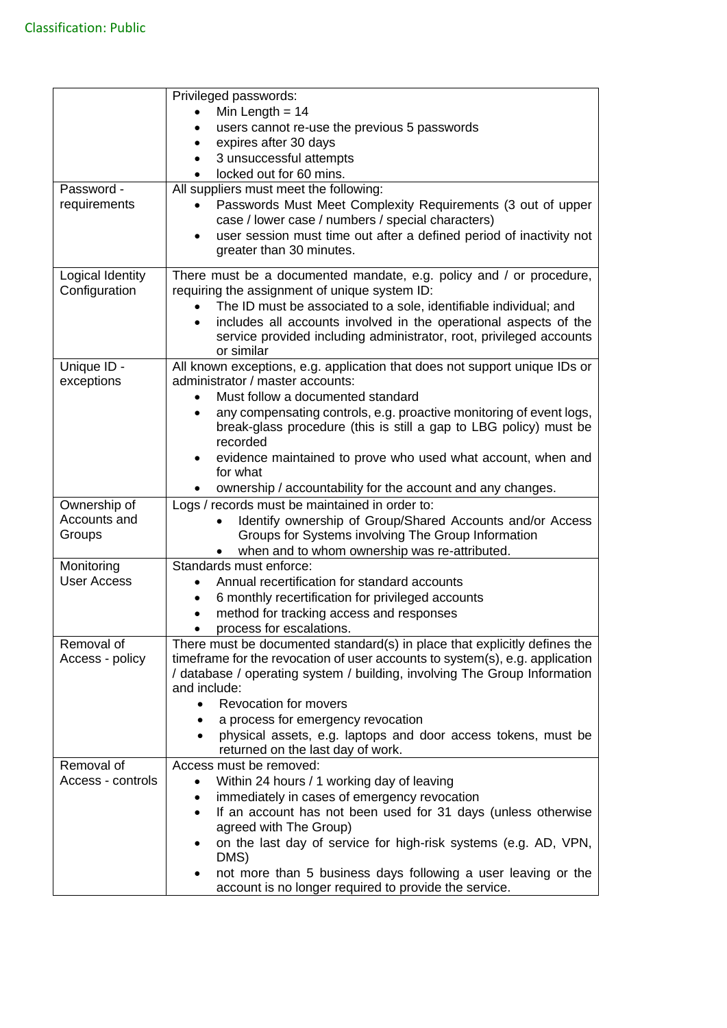Classification: Public

| | |
|---|---|
| | Privileged passwords:<br>• Min Length = 14<br>• users cannot re-use the previous 5 passwords<br>• expires after 30 days<br>• 3 unsuccessful attempts<br>• locked out for 60 mins. |
| Password - requirements | All suppliers must meet the following:<br>• Passwords Must Meet Complexity Requirements (3 out of upper case / lower case / numbers / special characters)<br>• user session must time out after a defined period of inactivity not greater than 30 minutes. |
| Logical Identity Configuration | There must be a documented mandate, e.g. policy and / or procedure, requiring the assignment of unique system ID:<br>• The ID must be associated to a sole, identifiable individual; and<br>• includes all accounts involved in the operational aspects of the service provided including administrator, root, privileged accounts or similar |
| Unique ID - exceptions | All known exceptions, e.g. application that does not support unique IDs or administrator / master accounts:<br>• Must follow a documented standard<br>• any compensating controls, e.g. proactive monitoring of event logs, break-glass procedure (this is still a gap to LBG policy) must be recorded<br>• evidence maintained to prove who used what account, when and for what<br>• ownership / accountability for the account and any changes. |
| Ownership of Accounts and Groups | Logs / records must be maintained in order to:<br>• Identify ownership of Group/Shared Accounts and/or Access Groups for Systems involving The Group Information<br>• when and to whom ownership was re-attributed. |
| Monitoring User Access | Standards must enforce:<br>• Annual recertification for standard accounts<br>• 6 monthly recertification for privileged accounts<br>• method for tracking access and responses<br>• process for escalations. |
| Removal of Access - policy | There must be documented standard(s) in place that explicitly defines the timeframe for the revocation of user accounts to system(s), e.g. application / database / operating system / building, involving The Group Information and include:<br>• Revocation for movers<br>• a process for emergency revocation<br>• physical assets, e.g. laptops and door access tokens, must be returned on the last day of work. |
| Removal of Access - controls | Access must be removed:<br>• Within 24 hours / 1 working day of leaving<br>• immediately in cases of emergency revocation<br>• If an account has not been used for 31 days (unless otherwise agreed with The Group)<br>• on the last day of service for high-risk systems (e.g. AD, VPN, DMS)<br>• not more than 5 business days following a user leaving or the account is no longer required to provide the service. |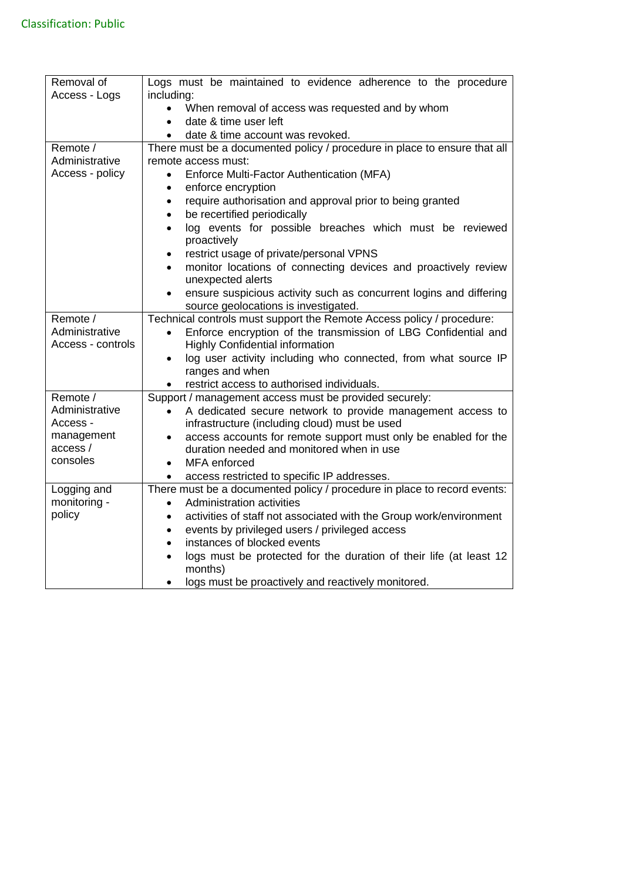| Removal of Access - Logs | Logs must be maintained to evidence adherence to the procedure including:<br>• When removal of access was requested and by whom<br>• date & time user left<br>• date & time account was revoked. |
|---|---|
| Remote / Administrative Access - policy | There must be a documented policy / procedure in place to ensure that all remote access must:<br>• Enforce Multi-Factor Authentication (MFA)<br>• enforce encryption<br>• require authorisation and approval prior to being granted<br>• be recertified periodically<br>• log events for possible breaches which must be reviewed proactively<br>• restrict usage of private/personal VPNS<br>• monitor locations of connecting devices and proactively review unexpected alerts<br>• ensure suspicious activity such as concurrent logins and differing source geolocations is investigated. |
| Remote / Administrative Access - controls | Technical controls must support the Remote Access policy / procedure:<br>• Enforce encryption of the transmission of LBG Confidential and Highly Confidential information<br>• log user activity including who connected, from what source IP ranges and when<br>• restrict access to authorised individuals. |
| Remote / Administrative Access - management access / consoles | Support / management access must be provided securely:<br>• A dedicated secure network to provide management access to infrastructure (including cloud) must be used<br>• access accounts for remote support must only be enabled for the duration needed and monitored when in use<br>• MFA enforced<br>• access restricted to specific IP addresses. |
| Logging and monitoring - policy | There must be a documented policy / procedure in place to record events:<br>• Administration activities<br>• activities of staff not associated with the Group work/environment<br>• events by privileged users / privileged access<br>• instances of blocked events<br>• logs must be protected for the duration of their life (at least 12 months)<br>• logs must be proactively and reactively monitored. |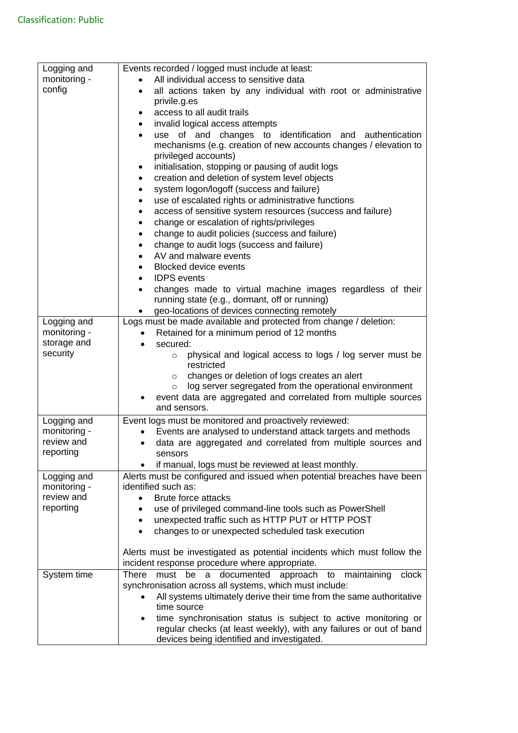| Logging and monitoring - config | Events recorded / logged must include at least:<br>• All individual access to sensitive data<br>• all actions taken by any individual with root or administrative privile.g.es<br>• access to all audit trails<br>• invalid logical access attempts<br>• use of and changes to identification and authentication mechanisms (e.g. creation of new accounts changes / elevation to privileged accounts)<br>• initialisation, stopping or pausing of audit logs<br>• creation and deletion of system level objects<br>• system logon/logoff (success and failure)<br>• use of escalated rights or administrative functions<br>• access of sensitive system resources (success and failure)<br>• change or escalation of rights/privileges<br>• change to audit policies (success and failure)<br>• change to audit logs (success and failure)<br>• AV and malware events<br>• Blocked device events<br>• IDPS events<br>• changes made to virtual machine images regardless of their running state (e.g., dormant, off or running)<br>• geo-locations of devices connecting remotely |
|---|---|
| Logging and monitoring - storage and security | Logs must be made available and protected from change / deletion:<br>• Retained for a minimum period of 12 months<br>• secured:<br>&nbsp;&nbsp;&nbsp;&nbsp;○ physical and logical access to logs / log server must be restricted<br>&nbsp;&nbsp;&nbsp;&nbsp;○ changes or deletion of logs creates an alert<br>&nbsp;&nbsp;&nbsp;&nbsp;○ log server segregated from the operational environment<br>• event data are aggregated and collected from multiple sources and sensors. |
| Logging and monitoring - review and reporting | Event logs must be monitored and proactively reviewed:<br>• Events are analysed to understand attack targets and methods<br>• data are aggregated and correlated from multiple sources and sensors<br>• if manual, logs must be reviewed at least monthly. |
| Logging and monitoring - review and reporting | Alerts must be configured and issued when potential breaches have been identified such as:<br>• Brute force attacks<br>• use of privileged command-line tools such as PowerShell<br>• unexpected traffic such as HTTP PUT or HTTP POST<br>• changes to or unexpected scheduled task execution<br><br>Alerts must be investigated as potential incidents which must follow the incident response procedure where appropriate. |
| System time | There must be a documented approach to maintaining clock synchronisation across all systems, which must include:<br>• All systems ultimately derive their time from the same authoritative time source<br>• time synchronisation status is subject to active monitoring or regular checks (at least weekly), with any failures or out of band devices being identified and investigated. |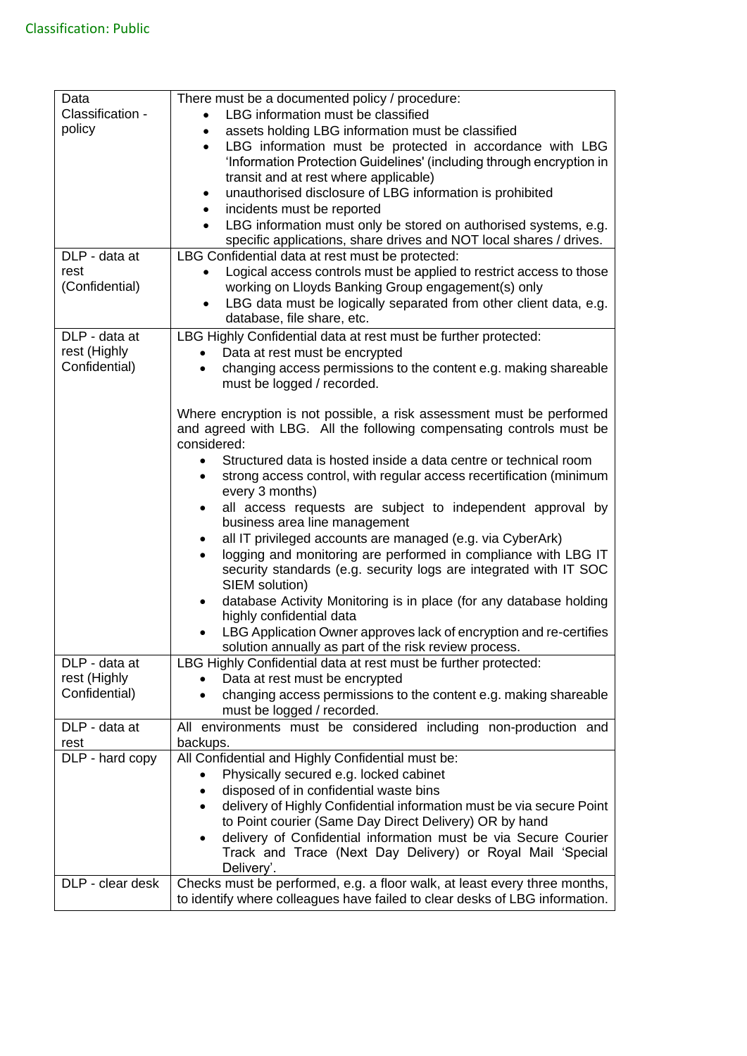Classification: Public

| | |
|---|---|
| Data Classification - policy | There must be a documented policy / procedure:<br>• LBG information must be classified<br>• assets holding LBG information must be classified<br>• LBG information must be protected in accordance with LBG 'Information Protection Guidelines' (including through encryption in transit and at rest where applicable)<br>• unauthorised disclosure of LBG information is prohibited<br>• incidents must be reported<br>• LBG information must only be stored on authorised systems, e.g. specific applications, share drives and NOT local shares / drives. |
| DLP - data at rest (Confidential) | LBG Confidential data at rest must be protected:<br>• Logical access controls must be applied to restrict access to those working on Lloyds Banking Group engagement(s) only<br>• LBG data must be logically separated from other client data, e.g. database, file share, etc. |
| DLP - data at rest (Highly Confidential) | LBG Highly Confidential data at rest must be further protected:<br>• Data at rest must be encrypted<br>• changing access permissions to the content e.g. making shareable must be logged / recorded.<br><br>Where encryption is not possible, a risk assessment must be performed and agreed with LBG. All the following compensating controls must be considered:<br>• Structured data is hosted inside a data centre or technical room<br>• strong access control, with regular access recertification (minimum every 3 months)<br>• all access requests are subject to independent approval by business area line management<br>• all IT privileged accounts are managed (e.g. via CyberArk)<br>• logging and monitoring are performed in compliance with LBG IT security standards (e.g. security logs are integrated with IT SOC SIEM solution)<br>• database Activity Monitoring is in place (for any database holding highly confidential data<br>• LBG Application Owner approves lack of encryption and re-certifies solution annually as part of the risk review process. |
| DLP - data at rest (Highly Confidential) | LBG Highly Confidential data at rest must be further protected:<br>• Data at rest must be encrypted<br>• changing access permissions to the content e.g. making shareable must be logged / recorded. |
| DLP - data at rest | All environments must be considered including non-production and backups. |
| DLP - hard copy | All Confidential and Highly Confidential must be:<br>• Physically secured e.g. locked cabinet<br>• disposed of in confidential waste bins<br>• delivery of Highly Confidential information must be via secure Point to Point courier (Same Day Direct Delivery) OR by hand<br>• delivery of Confidential information must be via Secure Courier Track and Trace (Next Day Delivery) or Royal Mail 'Special Delivery'. |
| DLP - clear desk | Checks must be performed, e.g. a floor walk, at least every three months, to identify where colleagues have failed to clear desks of LBG information. |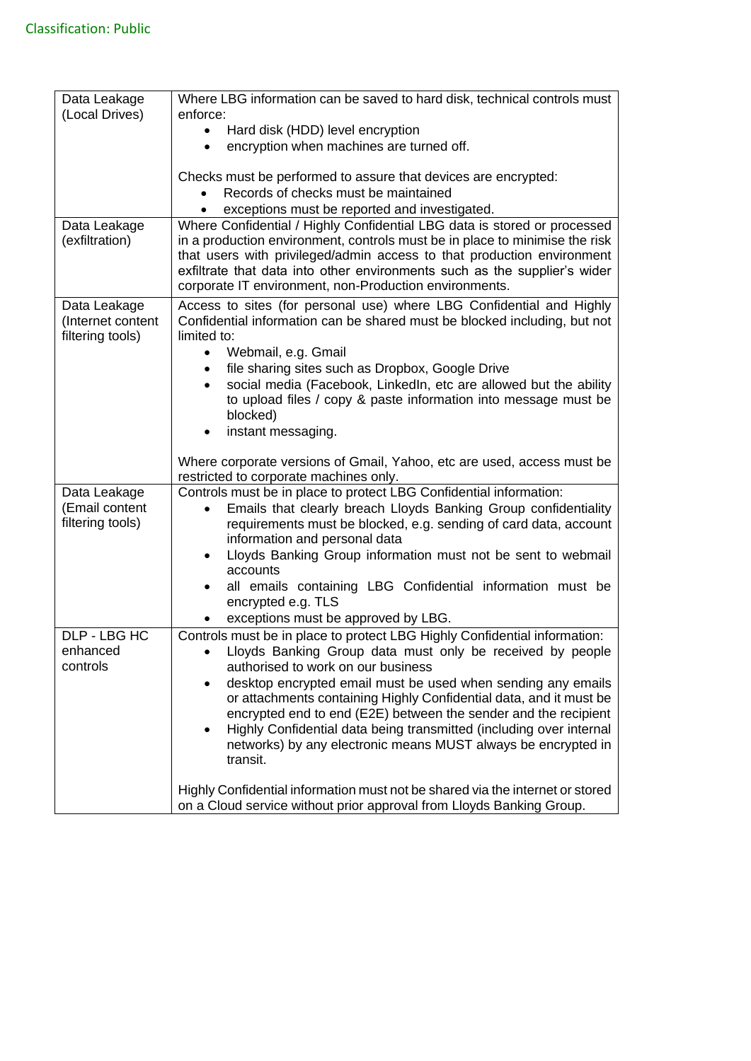| | |
|---|---|
| Data Leakage (Local Drives) | Where LBG information can be saved to hard disk, technical controls must enforce:<br>• Hard disk (HDD) level encryption<br>• encryption when machines are turned off.<br><br>Checks must be performed to assure that devices are encrypted:<br>• Records of checks must be maintained<br>• exceptions must be reported and investigated. |
| Data Leakage (exfiltration) | Where Confidential / Highly Confidential LBG data is stored or processed in a production environment, controls must be in place to minimise the risk that users with privileged/admin access to that production environment exfiltrate that data into other environments such as the supplier's wider corporate IT environment, non-Production environments. |
| Data Leakage (Internet content filtering tools) | Access to sites (for personal use) where LBG Confidential and Highly Confidential information can be shared must be blocked including, but not limited to:<br>• Webmail, e.g. Gmail<br>• file sharing sites such as Dropbox, Google Drive<br>• social media (Facebook, LinkedIn, etc are allowed but the ability to upload files / copy & paste information into message must be blocked)<br>• instant messaging.<br><br>Where corporate versions of Gmail, Yahoo, etc are used, access must be restricted to corporate machines only. |
| Data Leakage (Email content filtering tools) | Controls must be in place to protect LBG Confidential information:<br>• Emails that clearly breach Lloyds Banking Group confidentiality requirements must be blocked, e.g. sending of card data, account information and personal data<br>• Lloyds Banking Group information must not be sent to webmail accounts<br>• all emails containing LBG Confidential information must be encrypted e.g. TLS<br>• exceptions must be approved by LBG. |
| DLP - LBG HC enhanced controls | Controls must be in place to protect LBG Highly Confidential information:<br>• Lloyds Banking Group data must only be received by people authorised to work on our business<br>• desktop encrypted email must be used when sending any emails or attachments containing Highly Confidential data, and it must be encrypted end to end (E2E) between the sender and the recipient<br>• Highly Confidential data being transmitted (including over internal networks) by any electronic means MUST always be encrypted in transit.<br><br>Highly Confidential information must not be shared via the internet or stored on a Cloud service without prior approval from Lloyds Banking Group. |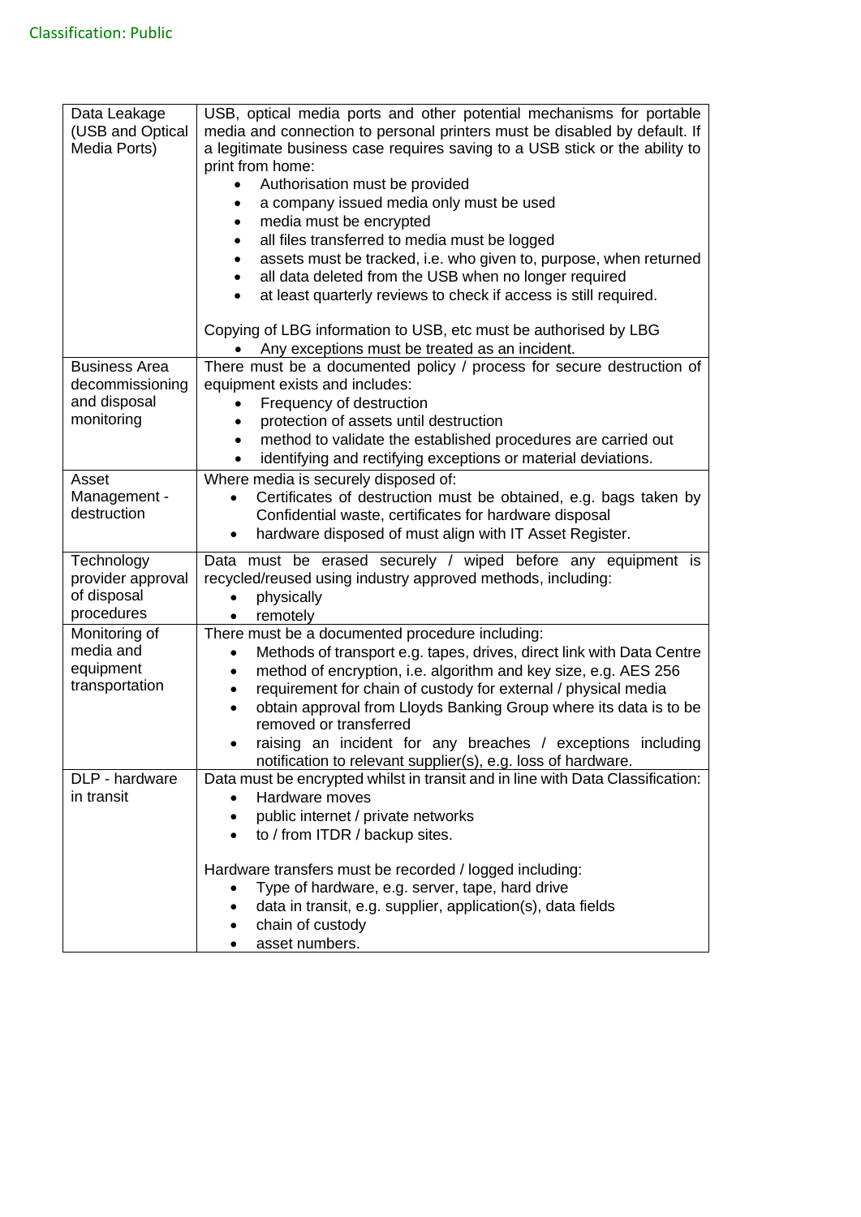| | |
|---|---|
| Data Leakage (USB and Optical Media Ports) | USB, optical media ports and other potential mechanisms for portable media and connection to personal printers must be disabled by default. If a legitimate business case requires saving to a USB stick or the ability to print from home:<br>• Authorisation must be provided<br>• a company issued media only must be used<br>• media must be encrypted<br>• all files transferred to media must be logged<br>• assets must be tracked, i.e. who given to, purpose, when returned<br>• all data deleted from the USB when no longer required<br>• at least quarterly reviews to check if access is still required.<br><br>Copying of LBG information to USB, etc must be authorised by LBG<br>• Any exceptions must be treated as an incident. |
| Business Area decommissioning and disposal monitoring | There must be a documented policy / process for secure destruction of equipment exists and includes:<br>• Frequency of destruction<br>• protection of assets until destruction<br>• method to validate the established procedures are carried out<br>• identifying and rectifying exceptions or material deviations. |
| Asset Management - destruction | Where media is securely disposed of:<br>• Certificates of destruction must be obtained, e.g. bags taken by Confidential waste, certificates for hardware disposal<br>• hardware disposed of must align with IT Asset Register. |
| Technology provider approval of disposal procedures | Data must be erased securely / wiped before any equipment is recycled/reused using industry approved methods, including:<br>• physically<br>• remotely |
| Monitoring of media and equipment transportation | There must be a documented procedure including:<br>• Methods of transport e.g. tapes, drives, direct link with Data Centre<br>• method of encryption, i.e. algorithm and key size, e.g. AES 256<br>• requirement for chain of custody for external / physical media<br>• obtain approval from Lloyds Banking Group where its data is to be removed or transferred<br>• raising an incident for any breaches / exceptions including notification to relevant supplier(s), e.g. loss of hardware. |
| DLP - hardware in transit | Data must be encrypted whilst in transit and in line with Data Classification:<br>• Hardware moves<br>• public internet / private networks<br>• to / from ITDR / backup sites.<br><br>Hardware transfers must be recorded / logged including:<br>• Type of hardware, e.g. server, tape, hard drive<br>• data in transit, e.g. supplier, application(s), data fields<br>• chain of custody<br>• asset numbers. |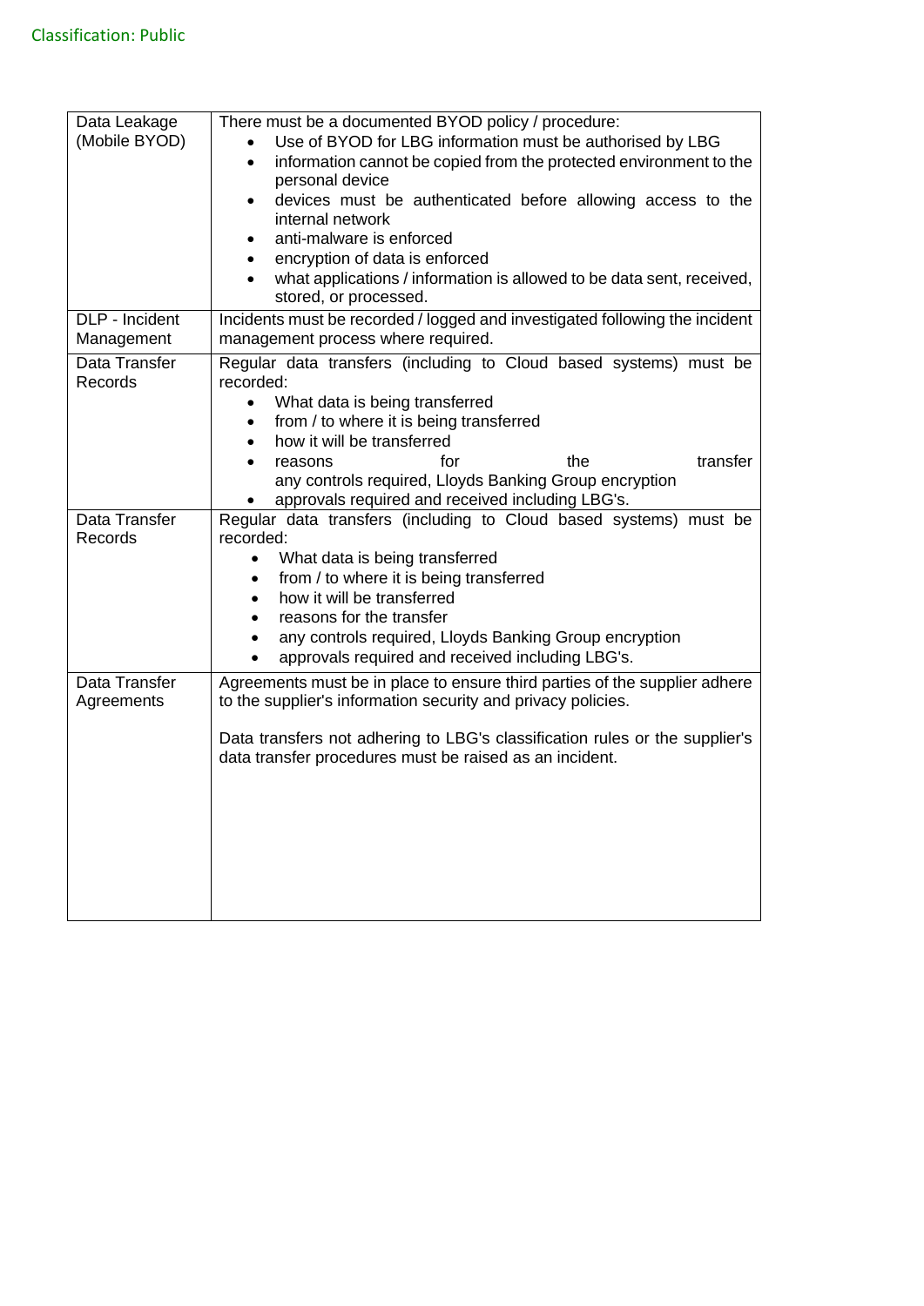| | |
|---|---|
| Data Leakage (Mobile BYOD) | There must be a documented BYOD policy / procedure:<br>• Use of BYOD for LBG information must be authorised by LBG<br>• information cannot be copied from the protected environment to the personal device<br>• devices must be authenticated before allowing access to the internal network<br>• anti-malware is enforced<br>• encryption of data is enforced<br>• what applications / information is allowed to be data sent, received, stored, or processed. |
| DLP - Incident Management | Incidents must be recorded / logged and investigated following the incident management process where required. |
| Data Transfer Records | Regular data transfers (including to Cloud based systems) must be recorded:<br>• What data is being transferred<br>• from / to where it is being transferred<br>• how it will be transferred<br>• reasons for the transfer any controls required, Lloyds Banking Group encryption<br>• approvals required and received including LBG's. |
| Data Transfer Records | Regular data transfers (including to Cloud based systems) must be recorded:<br>• What data is being transferred<br>• from / to where it is being transferred<br>• how it will be transferred<br>• reasons for the transfer<br>• any controls required, Lloyds Banking Group encryption<br>• approvals required and received including LBG's. |
| Data Transfer Agreements | Agreements must be in place to ensure third parties of the supplier adhere to the supplier's information security and privacy policies.<br><br>Data transfers not adhering to LBG's classification rules or the supplier's data transfer procedures must be raised as an incident. |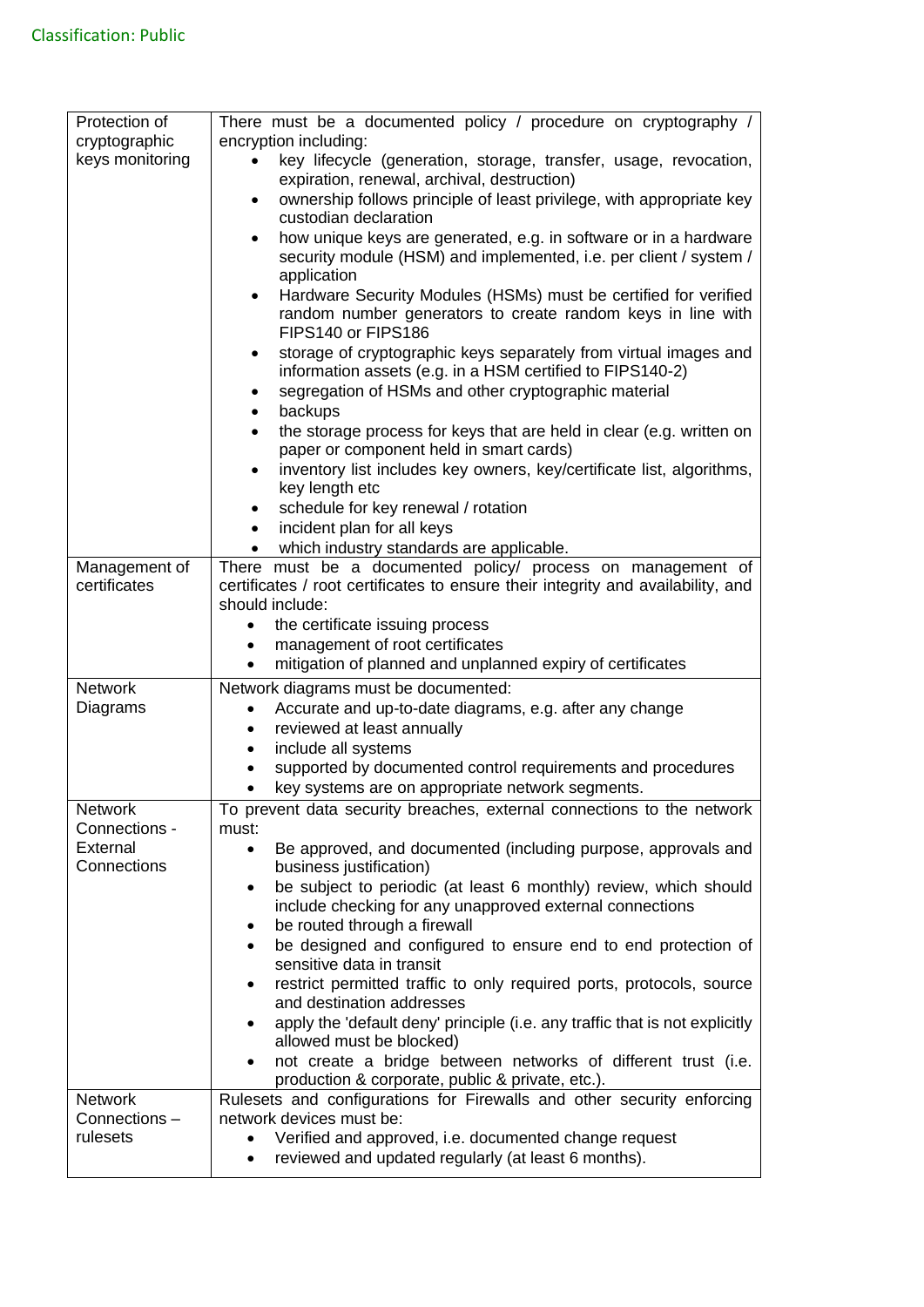Classification: Public

| | |
|---|---|
| Protection of cryptographic keys monitoring | There must be a documented policy / procedure on cryptography / encryption including:<br>• key lifecycle (generation, storage, transfer, usage, revocation, expiration, renewal, archival, destruction)<br>• ownership follows principle of least privilege, with appropriate key custodian declaration<br>• how unique keys are generated, e.g. in software or in a hardware security module (HSM) and implemented, i.e. per client / system / application<br>• Hardware Security Modules (HSMs) must be certified for verified random number generators to create random keys in line with FIPS140 or FIPS186<br>• storage of cryptographic keys separately from virtual images and information assets (e.g. in a HSM certified to FIPS140-2)<br>• segregation of HSMs and other cryptographic material<br>• backups<br>• the storage process for keys that are held in clear (e.g. written on paper or component held in smart cards)<br>• inventory list includes key owners, key/certificate list, algorithms, key length etc<br>• schedule for key renewal / rotation<br>• incident plan for all keys<br>• which industry standards are applicable. |
| Management of certificates | There must be a documented policy/ process on management of certificates / root certificates to ensure their integrity and availability, and should include:<br>• the certificate issuing process<br>• management of root certificates<br>• mitigation of planned and unplanned expiry of certificates |
| Network Diagrams | Network diagrams must be documented:<br>• Accurate and up-to-date diagrams, e.g. after any change<br>• reviewed at least annually<br>• include all systems<br>• supported by documented control requirements and procedures<br>• key systems are on appropriate network segments. |
| Network Connections - External Connections | To prevent data security breaches, external connections to the network must:<br>• Be approved, and documented (including purpose, approvals and business justification)<br>• be subject to periodic (at least 6 monthly) review, which should include checking for any unapproved external connections<br>• be routed through a firewall<br>• be designed and configured to ensure end to end protection of sensitive data in transit<br>• restrict permitted traffic to only required ports, protocols, source and destination addresses<br>• apply the 'default deny' principle (i.e. any traffic that is not explicitly allowed must be blocked)<br>• not create a bridge between networks of different trust (i.e. production & corporate, public & private, etc.). |
| Network Connections – rulesets | Rulesets and configurations for Firewalls and other security enforcing network devices must be:<br>• Verified and approved, i.e. documented change request<br>• reviewed and updated regularly (at least 6 months). |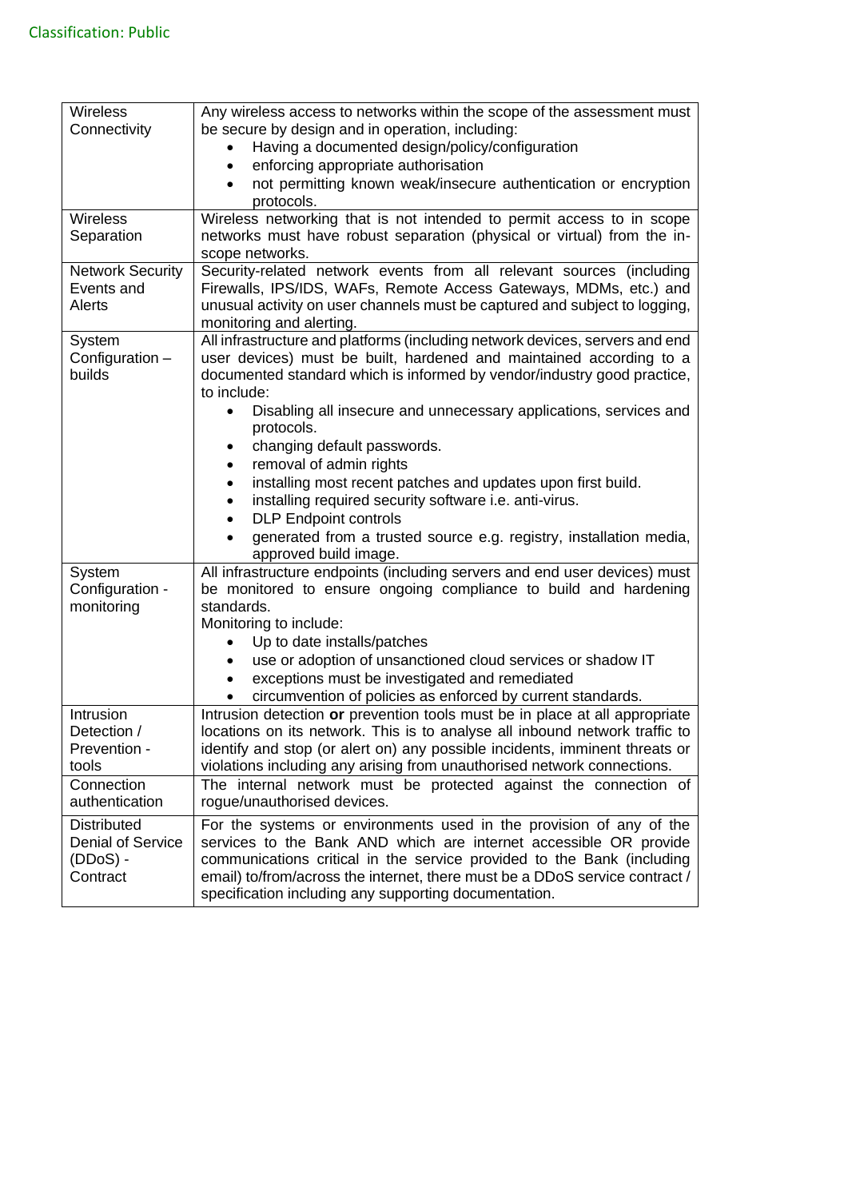Classification: Public

| | |
|---|---|
| Wireless Connectivity | Any wireless access to networks within the scope of the assessment must be secure by design and in operation, including:<br>• Having a documented design/policy/configuration<br>• enforcing appropriate authorisation<br>• not permitting known weak/insecure authentication or encryption protocols. |
| Wireless Separation | Wireless networking that is not intended to permit access to in scope networks must have robust separation (physical or virtual) from the in-scope networks. |
| Network Security Events and Alerts | Security-related network events from all relevant sources (including Firewalls, IPS/IDS, WAFs, Remote Access Gateways, MDMs, etc.) and unusual activity on user channels must be captured and subject to logging, monitoring and alerting. |
| System Configuration – builds | All infrastructure and platforms (including network devices, servers and end user devices) must be built, hardened and maintained according to a documented standard which is informed by vendor/industry good practice, to include:<br>• Disabling all insecure and unnecessary applications, services and protocols.<br>• changing default passwords.<br>• removal of admin rights<br>• installing most recent patches and updates upon first build.<br>• installing required security software i.e. anti-virus.<br>• DLP Endpoint controls<br>• generated from a trusted source e.g. registry, installation media, approved build image. |
| System Configuration - monitoring | All infrastructure endpoints (including servers and end user devices) must be monitored to ensure ongoing compliance to build and hardening standards.<br>Monitoring to include:<br>• Up to date installs/patches<br>• use or adoption of unsanctioned cloud services or shadow IT<br>• exceptions must be investigated and remediated<br>• circumvention of policies as enforced by current standards. |
| Intrusion Detection / Prevention - tools | Intrusion detection **or** prevention tools must be in place at all appropriate locations on its network. This is to analyse all inbound network traffic to identify and stop (or alert on) any possible incidents, imminent threats or violations including any arising from unauthorised network connections. |
| Connection authentication | The internal network must be protected against the connection of rogue/unauthorised devices. |
| Distributed Denial of Service (DDoS) - Contract | For the systems or environments used in the provision of any of the services to the Bank AND which are internet accessible OR provide communications critical in the service provided to the Bank (including email) to/from/across the internet, there must be a DDoS service contract / specification including any supporting documentation. |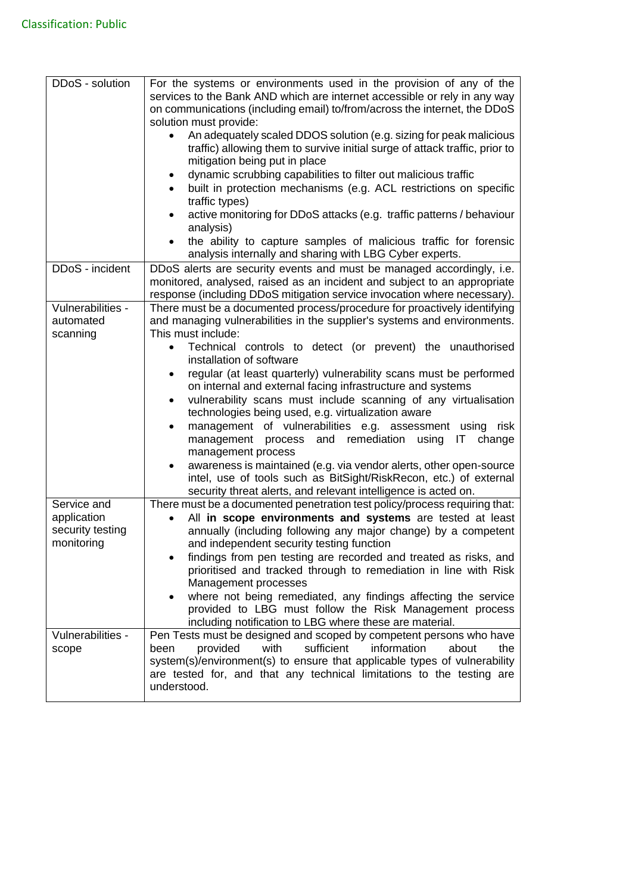Classification: Public

| | |
|---|---|
| DDoS - solution | For the systems or environments used in the provision of any of the services to the Bank AND which are internet accessible or rely in any way on communications (including email) to/from/across the internet, the DDoS solution must provide:<br>• An adequately scaled DDOS solution (e.g. sizing for peak malicious traffic) allowing them to survive initial surge of attack traffic, prior to mitigation being put in place<br>• dynamic scrubbing capabilities to filter out malicious traffic<br>• built in protection mechanisms (e.g. ACL restrictions on specific traffic types)<br>• active monitoring for DDoS attacks (e.g. traffic patterns / behaviour analysis)<br>• the ability to capture samples of malicious traffic for forensic analysis internally and sharing with LBG Cyber experts. |
| DDoS - incident | DDoS alerts are security events and must be managed accordingly, i.e. monitored, analysed, raised as an incident and subject to an appropriate response (including DDoS mitigation service invocation where necessary). |
| Vulnerabilities - automated scanning | There must be a documented process/procedure for proactively identifying and managing vulnerabilities in the supplier's systems and environments. This must include:<br>• Technical controls to detect (or prevent) the unauthorised installation of software<br>• regular (at least quarterly) vulnerability scans must be performed on internal and external facing infrastructure and systems<br>• vulnerability scans must include scanning of any virtualisation technologies being used, e.g. virtualization aware<br>• management of vulnerabilities e.g. assessment using risk management process and remediation using IT change management process<br>• awareness is maintained (e.g. via vendor alerts, other open-source intel, use of tools such as BitSight/RiskRecon, etc.) of external security threat alerts, and relevant intelligence is acted on. |
| Service and application security testing monitoring | There must be a documented penetration test policy/process requiring that:<br>• All **in scope environments and systems** are tested at least annually (including following any major change) by a competent and independent security testing function<br>• findings from pen testing are recorded and treated as risks, and prioritised and tracked through to remediation in line with Risk Management processes<br>• where not being remediated, any findings affecting the service provided to LBG must follow the Risk Management process including notification to LBG where these are material. |
| Vulnerabilities - scope | Pen Tests must be designed and scoped by competent persons who have been provided with sufficient information about the system(s)/environment(s) to ensure that applicable types of vulnerability are tested for, and that any technical limitations to the testing are understood. |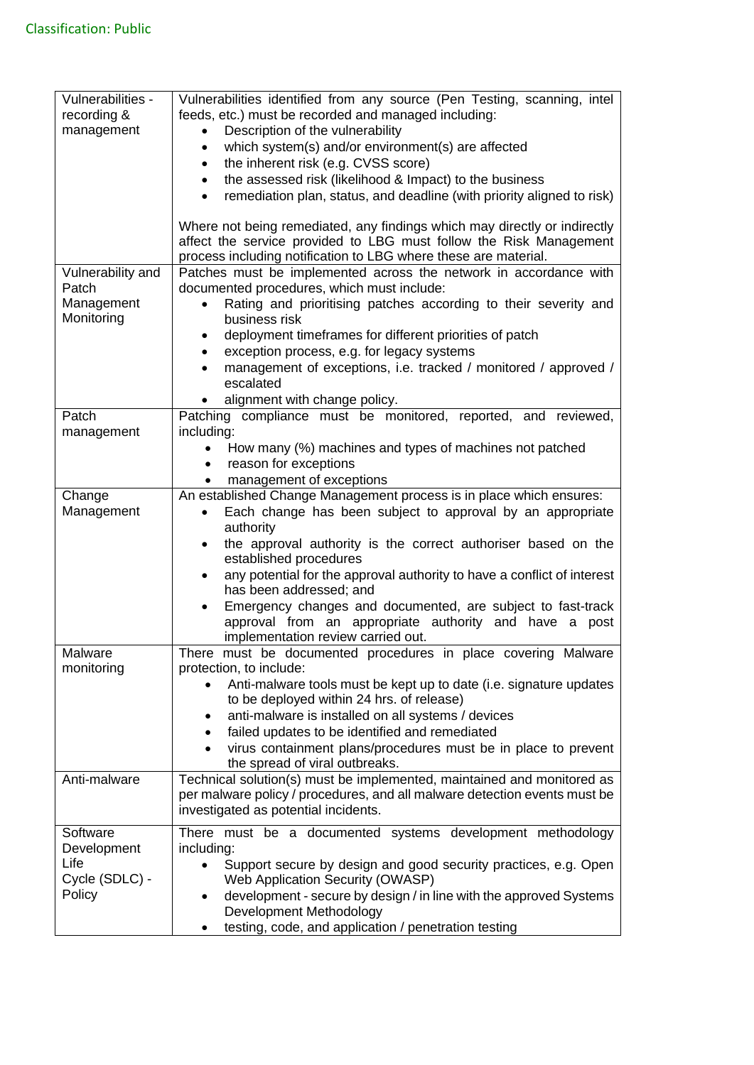| Vulnerabilities - recording & management | Vulnerabilities identified from any source (Pen Testing, scanning, intel feeds, etc.) must be recorded and managed including:<br>• Description of the vulnerability<br>• which system(s) and/or environment(s) are affected<br>• the inherent risk (e.g. CVSS score)<br>• the assessed risk (likelihood & Impact) to the business<br>• remediation plan, status, and deadline (with priority aligned to risk)<br><br>Where not being remediated, any findings which may directly or indirectly affect the service provided to LBG must follow the Risk Management process including notification to LBG where these are material. |
|---|---|
| Vulnerability and Patch Management Monitoring | Patches must be implemented across the network in accordance with documented procedures, which must include:<br>• Rating and prioritising patches according to their severity and business risk<br>• deployment timeframes for different priorities of patch<br>• exception process, e.g. for legacy systems<br>• management of exceptions, i.e. tracked / monitored / approved / escalated<br>• alignment with change policy. |
| Patch management | Patching compliance must be monitored, reported, and reviewed, including:<br>• How many (%) machines and types of machines not patched<br>• reason for exceptions<br>• management of exceptions |
| Change Management | An established Change Management process is in place which ensures:<br>• Each change has been subject to approval by an appropriate authority<br>• the approval authority is the correct authoriser based on the established procedures<br>• any potential for the approval authority to have a conflict of interest has been addressed; and<br>• Emergency changes and documented, are subject to fast-track approval from an appropriate authority and have a post implementation review carried out. |
| Malware monitoring | There must be documented procedures in place covering Malware protection, to include:<br>• Anti-malware tools must be kept up to date (i.e. signature updates to be deployed within 24 hrs. of release)<br>• anti-malware is installed on all systems / devices<br>• failed updates to be identified and remediated<br>• virus containment plans/procedures must be in place to prevent the spread of viral outbreaks. |
| Anti-malware | Technical solution(s) must be implemented, maintained and monitored as per malware policy / procedures, and all malware detection events must be investigated as potential incidents. |
| Software Development Life Cycle (SDLC) - Policy | There must be a documented systems development methodology including:<br>• Support secure by design and good security practices, e.g. Open Web Application Security (OWASP)<br>• development - secure by design / in line with the approved Systems Development Methodology<br>• testing, code, and application / penetration testing |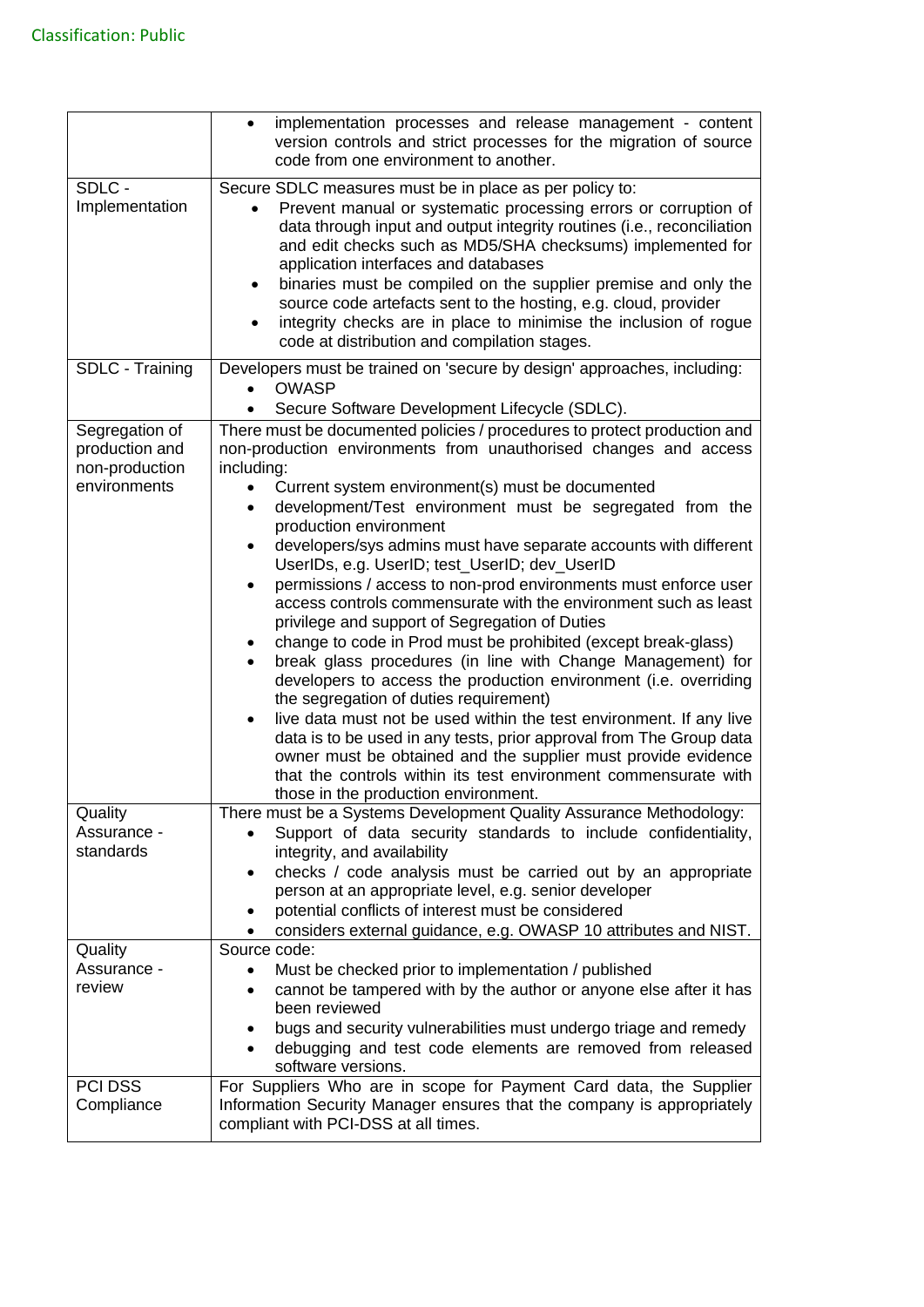| | |
|---|---|
| | • implementation processes and release management - content version controls and strict processes for the migration of source code from one environment to another. |
| SDLC - Implementation | Secure SDLC measures must be in place as per policy to:<br>• Prevent manual or systematic processing errors or corruption of data through input and output integrity routines (i.e., reconciliation and edit checks such as MD5/SHA checksums) implemented for application interfaces and databases<br>• binaries must be compiled on the supplier premise and only the source code artefacts sent to the hosting, e.g. cloud, provider<br>• integrity checks are in place to minimise the inclusion of rogue code at distribution and compilation stages. |
| SDLC - Training | Developers must be trained on 'secure by design' approaches, including:<br>• OWASP<br>• Secure Software Development Lifecycle (SDLC). |
| Segregation of production and non-production environments | There must be documented policies / procedures to protect production and non-production environments from unauthorised changes and access including:<br>• Current system environment(s) must be documented<br>• development/Test environment must be segregated from the production environment<br>• developers/sys admins must have separate accounts with different UserIDs, e.g. UserID; test_UserID; dev_UserID<br>• permissions / access to non-prod environments must enforce user access controls commensurate with the environment such as least privilege and support of Segregation of Duties<br>• change to code in Prod must be prohibited (except break-glass)<br>• break glass procedures (in line with Change Management) for developers to access the production environment (i.e. overriding the segregation of duties requirement)<br>• live data must not be used within the test environment. If any live data is to be used in any tests, prior approval from The Group data owner must be obtained and the supplier must provide evidence that the controls within its test environment commensurate with those in the production environment. |
| Quality Assurance - standards | There must be a Systems Development Quality Assurance Methodology:<br>• Support of data security standards to include confidentiality, integrity, and availability<br>• checks / code analysis must be carried out by an appropriate person at an appropriate level, e.g. senior developer<br>• potential conflicts of interest must be considered<br>• considers external guidance, e.g. OWASP 10 attributes and NIST. |
| Quality Assurance - review | Source code:<br>• Must be checked prior to implementation / published<br>• cannot be tampered with by the author or anyone else after it has been reviewed<br>• bugs and security vulnerabilities must undergo triage and remedy<br>• debugging and test code elements are removed from released software versions. |
| PCI DSS Compliance | For Suppliers Who are in scope for Payment Card data, the Supplier Information Security Manager ensures that the company is appropriately compliant with PCI-DSS at all times. |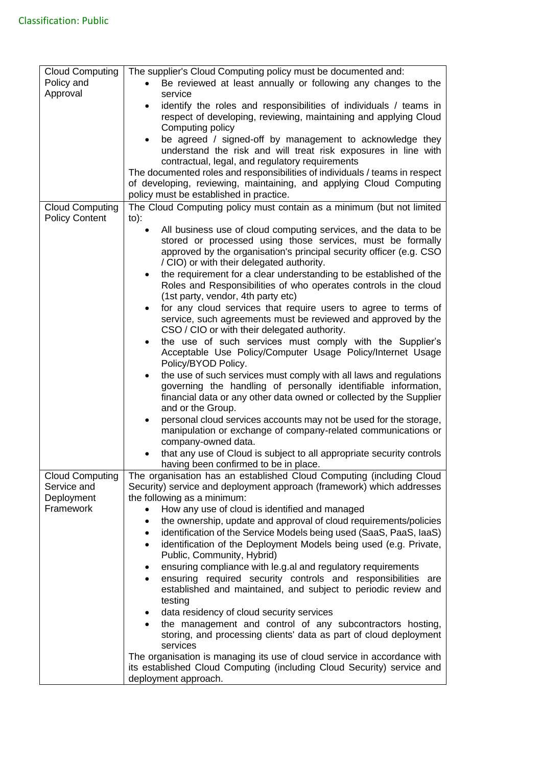| | |
|---|---|
| Cloud Computing Policy and Approval | The supplier's Cloud Computing policy must be documented and:<br>• Be reviewed at least annually or following any changes to the service<br>• identify the roles and responsibilities of individuals / teams in respect of developing, reviewing, maintaining and applying Cloud Computing policy<br>• be agreed / signed-off by management to acknowledge they understand the risk and will treat risk exposures in line with contractual, legal, and regulatory requirements<br>The documented roles and responsibilities of individuals / teams in respect of developing, reviewing, maintaining, and applying Cloud Computing policy must be established in practice. |
| Cloud Computing Policy Content | The Cloud Computing policy must contain as a minimum (but not limited to):<br>• All business use of cloud computing services, and the data to be stored or processed using those services, must be formally approved by the organisation's principal security officer (e.g. CSO / CIO) or with their delegated authority.<br>• the requirement for a clear understanding to be established of the Roles and Responsibilities of who operates controls in the cloud (1st party, vendor, 4th party etc)<br>• for any cloud services that require users to agree to terms of service, such agreements must be reviewed and approved by the CSO / CIO or with their delegated authority.<br>• the use of such services must comply with the Supplier's Acceptable Use Policy/Computer Usage Policy/Internet Usage Policy/BYOD Policy.<br>• the use of such services must comply with all laws and regulations governing the handling of personally identifiable information, financial data or any other data owned or collected by the Supplier and or the Group.<br>• personal cloud services accounts may not be used for the storage, manipulation or exchange of company-related communications or company-owned data.<br>• that any use of Cloud is subject to all appropriate security controls having been confirmed to be in place. |
| Cloud Computing Service and Deployment Framework | The organisation has an established Cloud Computing (including Cloud Security) service and deployment approach (framework) which addresses the following as a minimum:<br>• How any use of cloud is identified and managed<br>• the ownership, update and approval of cloud requirements/policies<br>• identification of the Service Models being used (SaaS, PaaS, IaaS)<br>• identification of the Deployment Models being used (e.g. Private, Public, Community, Hybrid)<br>• ensuring compliance with le.g.al and regulatory requirements<br>• ensuring required security controls and responsibilities are established and maintained, and subject to periodic review and testing<br>• data residency of cloud security services<br>• the management and control of any subcontractors hosting, storing, and processing clients' data as part of cloud deployment services<br>The organisation is managing its use of cloud service in accordance with its established Cloud Computing (including Cloud Security) service and deployment approach. |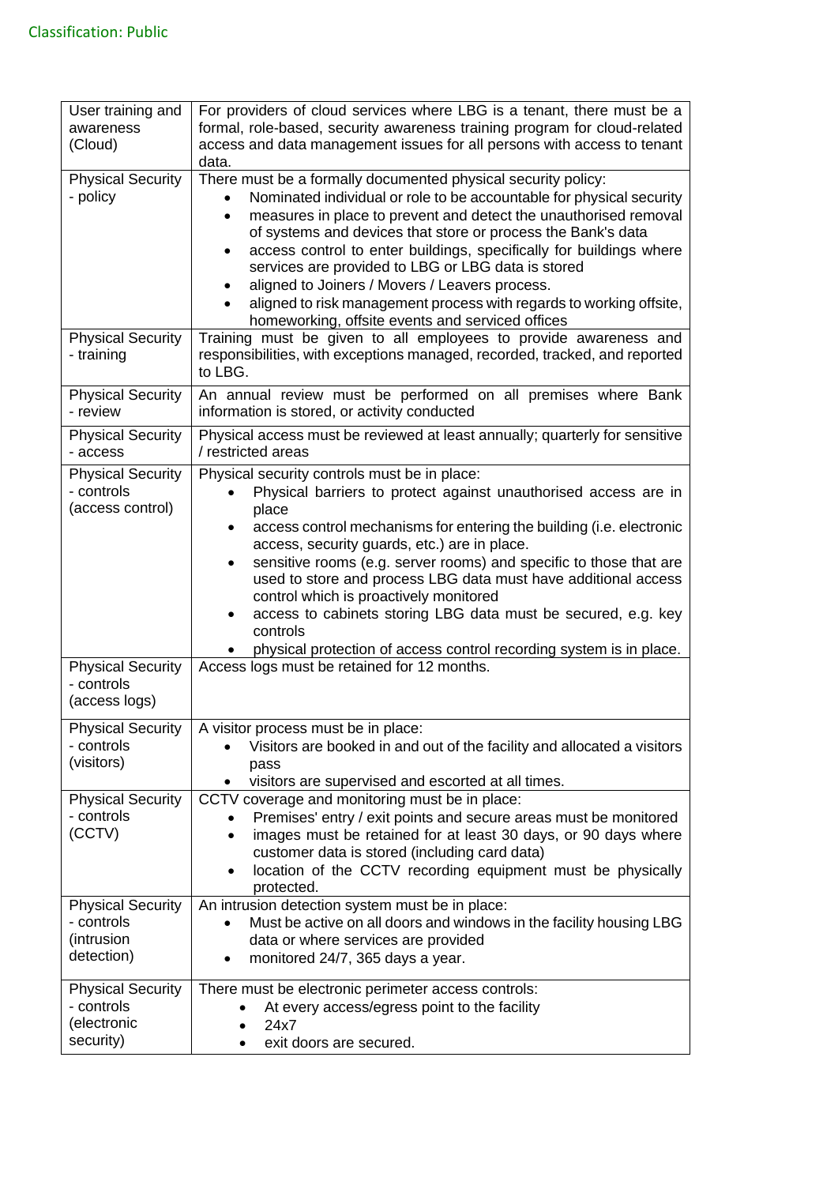Classification: Public

| | |
|---|---|
| User training and awareness (Cloud) | For providers of cloud services where LBG is a tenant, there must be a formal, role-based, security awareness training program for cloud-related access and data management issues for all persons with access to tenant data. |
| Physical Security - policy | There must be a formally documented physical security policy:<br>• Nominated individual or role to be accountable for physical security<br>• measures in place to prevent and detect the unauthorised removal of systems and devices that store or process the Bank's data<br>• access control to enter buildings, specifically for buildings where services are provided to LBG or LBG data is stored<br>• aligned to Joiners / Movers / Leavers process.<br>• aligned to risk management process with regards to working offsite, homeworking, offsite events and serviced offices |
| Physical Security - training | Training must be given to all employees to provide awareness and responsibilities, with exceptions managed, recorded, tracked, and reported to LBG. |
| Physical Security - review | An annual review must be performed on all premises where Bank information is stored, or activity conducted |
| Physical Security - access | Physical access must be reviewed at least annually; quarterly for sensitive / restricted areas |
| Physical Security - controls (access control) | Physical security controls must be in place:<br>• Physical barriers to protect against unauthorised access are in place<br>• access control mechanisms for entering the building (i.e. electronic access, security guards, etc.) are in place.<br>• sensitive rooms (e.g. server rooms) and specific to those that are used to store and process LBG data must have additional access control which is proactively monitored<br>• access to cabinets storing LBG data must be secured, e.g. key controls<br>• physical protection of access control recording system is in place. |
| Physical Security - controls (access logs) | Access logs must be retained for 12 months. |
| Physical Security - controls (visitors) | A visitor process must be in place:<br>• Visitors are booked in and out of the facility and allocated a visitors pass<br>• visitors are supervised and escorted at all times. |
| Physical Security - controls (CCTV) | CCTV coverage and monitoring must be in place:<br>• Premises' entry / exit points and secure areas must be monitored<br>• images must be retained for at least 30 days, or 90 days where customer data is stored (including card data)<br>• location of the CCTV recording equipment must be physically protected. |
| Physical Security - controls (intrusion detection) | An intrusion detection system must be in place:<br>• Must be active on all doors and windows in the facility housing LBG data or where services are provided<br>• monitored 24/7, 365 days a year. |
| Physical Security - controls (electronic security) | There must be electronic perimeter access controls:<br>• At every access/egress point to the facility<br>• 24x7<br>• exit doors are secured. |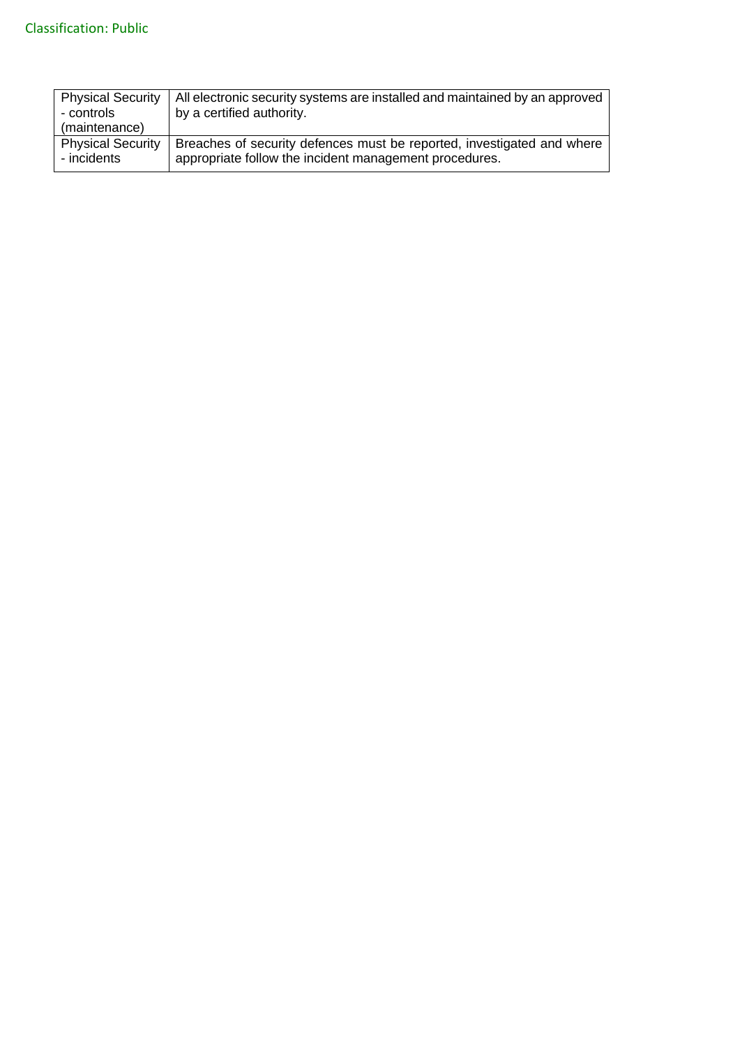| | |
|---|---|
| Physical Security - controls (maintenance) | All electronic security systems are installed and maintained by an approved by a certified authority. |
| Physical Security - incidents | Breaches of security defences must be reported, investigated and where appropriate follow the incident management procedures. |